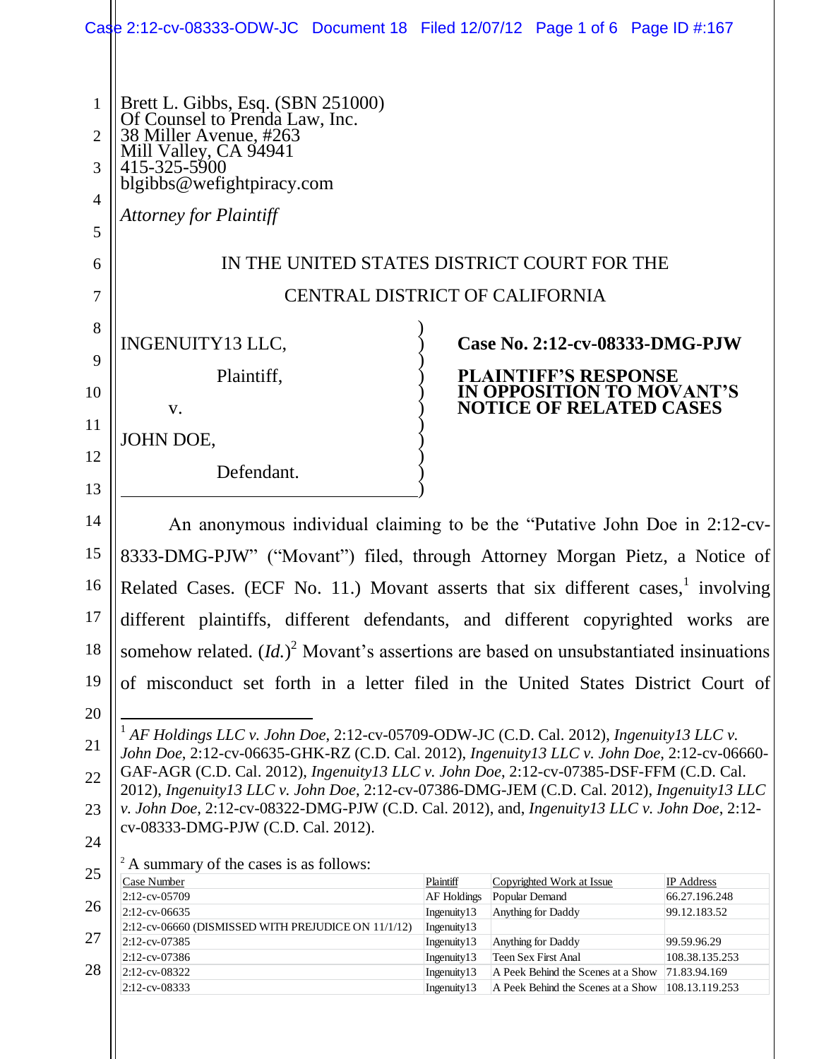Brett L. Gibbs, Esq. (SBN 251000)
Of Counsel to Prenda Law, Inc.
38 Miller Avenue, #263
Mill Valley, CA 94941
415-325-5900
blgibbs@wefightpiracy.com

*Attorney for Plaintiff*

IN THE UNITED STATES DISTRICT COURT FOR THE
CENTRAL DISTRICT OF CALIFORNIA

INGENUITY13 LLC,

Plaintiff,

v.

JOHN DOE,

Defendant.

**Case No. 2:12-cv-08333-DMG-PJW**

**PLAINTIFF'S RESPONSE IN OPPOSITION TO MOVANT'S NOTICE OF RELATED CASES**

An anonymous individual claiming to be the "Putative John Doe in 2:12-cv-8333-DMG-PJW" ("Movant") filed, through Attorney Morgan Pietz, a Notice of Related Cases. (ECF No. 11.) Movant asserts that six different cases,[1] involving different plaintiffs, different defendants, and different copyrighted works are somehow related. (*Id.*)[2] Movant's assertions are based on unsubstantiated insinuations of misconduct set forth in a letter filed in the United States District Court of

---

[1] *AF Holdings LLC v. John Doe*, 2:12-cv-05709-ODW-JC (C.D. Cal. 2012), *Ingenuity13 LLC v. John Doe*, 2:12-cv-06635-GHK-RZ (C.D. Cal. 2012), *Ingenuity13 LLC v. John Doe*, 2:12-cv-06660-GAF-AGR (C.D. Cal. 2012), *Ingenuity13 LLC v. John Doe*, 2:12-cv-07385-DSF-FFM (C.D. Cal. 2012), *Ingenuity13 LLC v. John Doe*, 2:12-cv-07386-DMG-JEM (C.D. Cal. 2012), *Ingenuity13 LLC v. John Doe*, 2:12-cv-08322-DMG-PJW (C.D. Cal. 2012), and, *Ingenuity13 LLC v. John Doe*, 2:12-cv-08333-DMG-PJW (C.D. Cal. 2012).

[2] A summary of the cases is as follows:

| Case Number | Plaintiff | Copyrighted Work at Issue | IP Address |
|---|---|---|---|
| 2:12-cv-05709 | AF Holdings | Popular Demand | 66.27.196.248 |
| 2:12-cv-06635 | Ingenuity13 | Anything for Daddy | 99.12.183.52 |
| 2:12-cv-06660 (DISMISSED WITH PREJUDICE ON 11/1/12) | Ingenuity13 | | |
| 2:12-cv-07385 | Ingenuity13 | Anything for Daddy | 99.59.96.29 |
| 2:12-cv-07386 | Ingenuity13 | Teen Sex First Anal | 108.38.135.253 |
| 2:12-cv-08322 | Ingenuity13 | A Peek Behind the Scenes at a Show | 71.83.94.169 |
| 2:12-cv-08333 | Ingenuity13 | A Peek Behind the Scenes at a Show | 108.13.119.253 |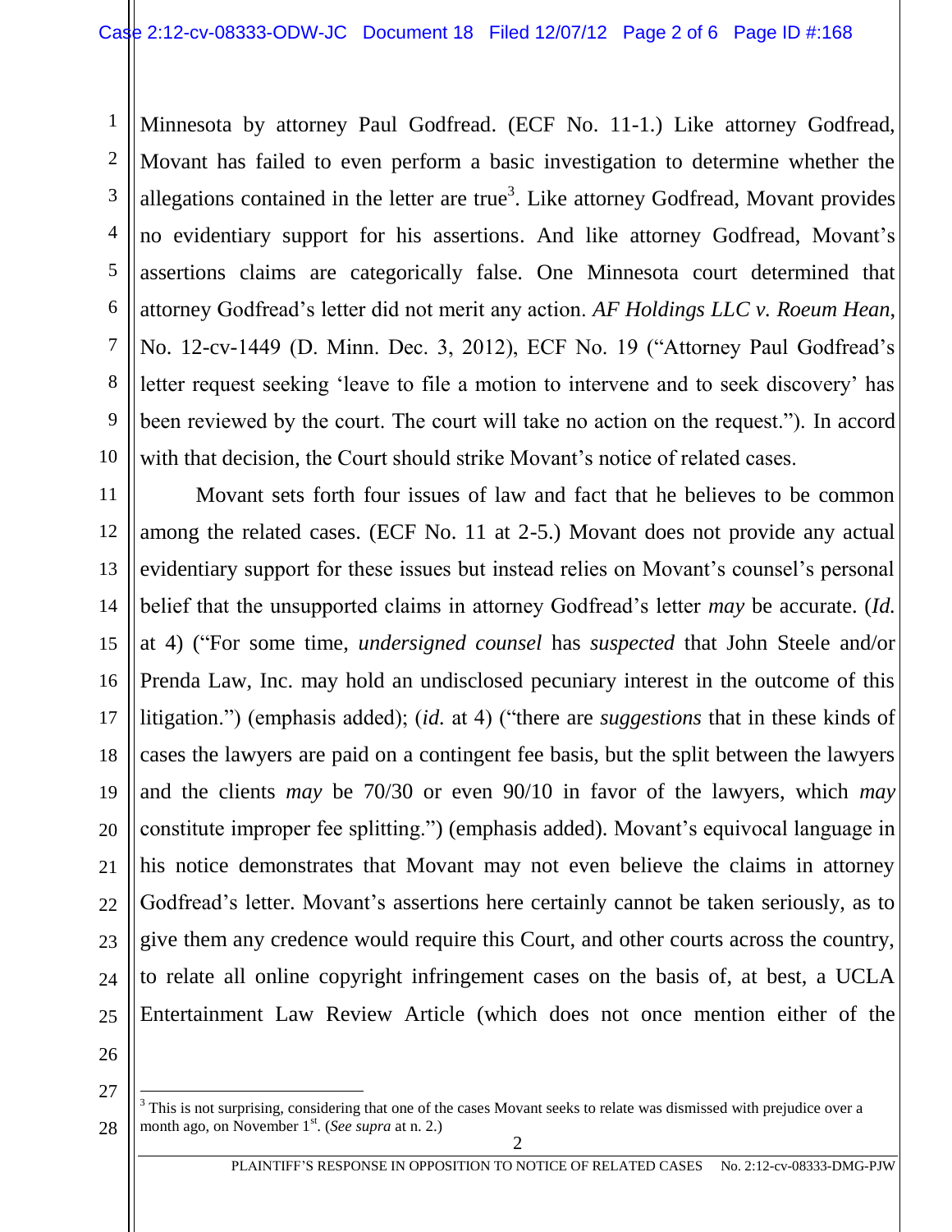Minnesota by attorney Paul Godfread. (ECF No. 11-1.) Like attorney Godfread, Movant has failed to even perform a basic investigation to determine whether the allegations contained in the letter are true[3]. Like attorney Godfread, Movant provides no evidentiary support for his assertions. And like attorney Godfread, Movant's assertions claims are categorically false. One Minnesota court determined that attorney Godfread's letter did not merit any action. *AF Holdings LLC v. Roeum Hean*, No. 12-cv-1449 (D. Minn. Dec. 3, 2012), ECF No. 19 ("Attorney Paul Godfread's letter request seeking 'leave to file a motion to intervene and to seek discovery' has been reviewed by the court. The court will take no action on the request."). In accord with that decision, the Court should strike Movant's notice of related cases.

Movant sets forth four issues of law and fact that he believes to be common among the related cases. (ECF No. 11 at 2-5.) Movant does not provide any actual evidentiary support for these issues but instead relies on Movant's counsel's personal belief that the unsupported claims in attorney Godfread's letter *may* be accurate. (*Id.* at 4) ("For some time, *undersigned counsel* has *suspected* that John Steele and/or Prenda Law, Inc. may hold an undisclosed pecuniary interest in the outcome of this litigation.") (emphasis added); (*id.* at 4) ("there are *suggestions* that in these kinds of cases the lawyers are paid on a contingent fee basis, but the split between the lawyers and the clients *may* be 70/30 or even 90/10 in favor of the lawyers, which *may* constitute improper fee splitting.") (emphasis added). Movant's equivocal language in his notice demonstrates that Movant may not even believe the claims in attorney Godfread's letter. Movant's assertions here certainly cannot be taken seriously, as to give them any credence would require this Court, and other courts across the country, to relate all online copyright infringement cases on the basis of, at best, a UCLA Entertainment Law Review Article (which does not once mention either of the

---

[3] This is not surprising, considering that one of the cases Movant seeks to relate was dismissed with prejudice over a month ago, on November 1st. (*See supra* at n. 2.)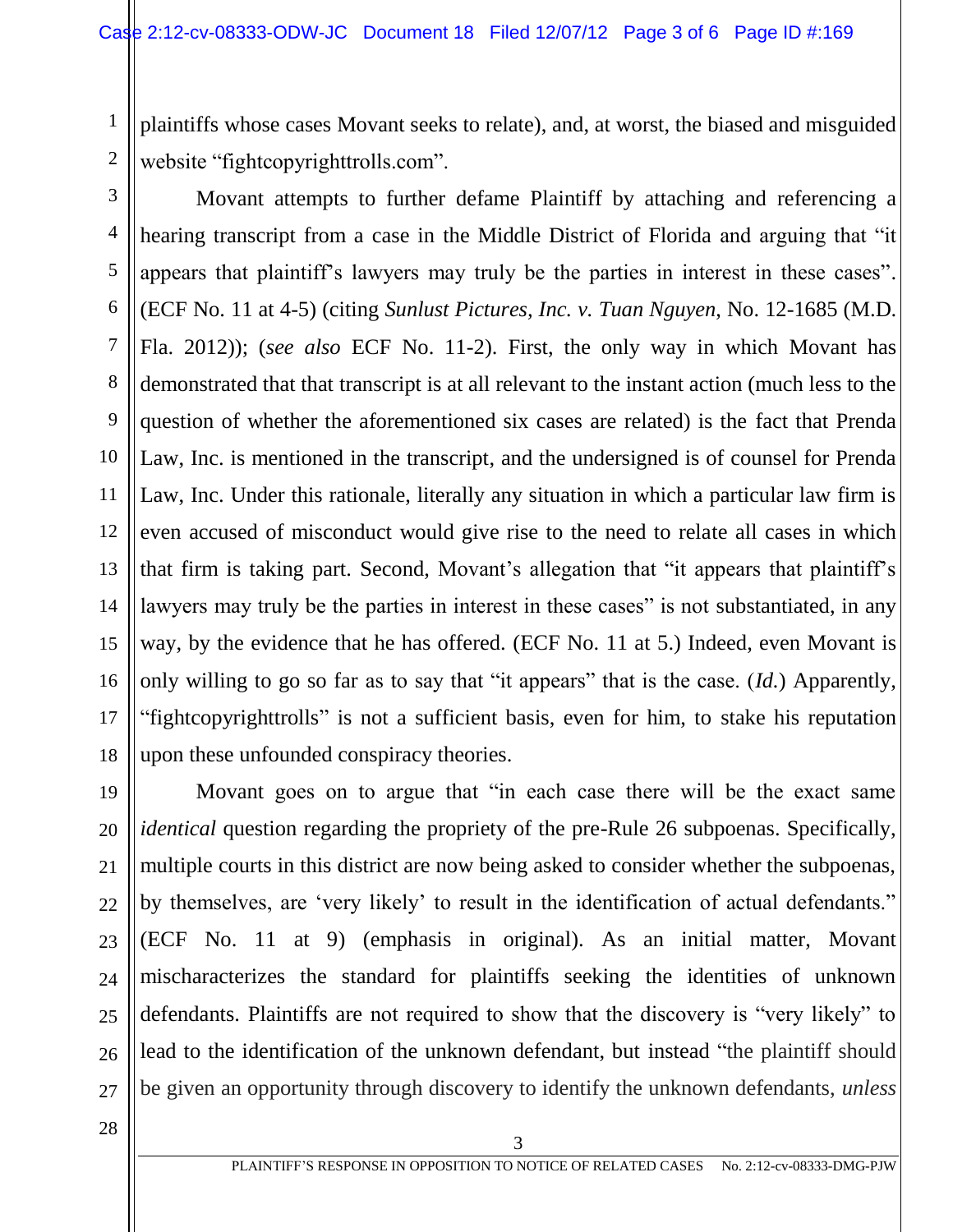plaintiffs whose cases Movant seeks to relate), and, at worst, the biased and misguided website "fightcopyrighttrolls.com".

Movant attempts to further defame Plaintiff by attaching and referencing a hearing transcript from a case in the Middle District of Florida and arguing that "it appears that plaintiff's lawyers may truly be the parties in interest in these cases". (ECF No. 11 at 4-5) (citing *Sunlust Pictures, Inc. v. Tuan Nguyen*, No. 12-1685 (M.D. Fla. 2012)); (*see also* ECF No. 11-2). First, the only way in which Movant has demonstrated that that transcript is at all relevant to the instant action (much less to the question of whether the aforementioned six cases are related) is the fact that Prenda Law, Inc. is mentioned in the transcript, and the undersigned is of counsel for Prenda Law, Inc. Under this rationale, literally any situation in which a particular law firm is even accused of misconduct would give rise to the need to relate all cases in which that firm is taking part. Second, Movant's allegation that "it appears that plaintiff's lawyers may truly be the parties in interest in these cases" is not substantiated, in any way, by the evidence that he has offered. (ECF No. 11 at 5.) Indeed, even Movant is only willing to go so far as to say that "it appears" that is the case. (*Id.*) Apparently, "fightcopyrighttrolls" is not a sufficient basis, even for him, to stake his reputation upon these unfounded conspiracy theories.

Movant goes on to argue that "in each case there will be the exact same *identical* question regarding the propriety of the pre-Rule 26 subpoenas. Specifically, multiple courts in this district are now being asked to consider whether the subpoenas, by themselves, are 'very likely' to result in the identification of actual defendants." (ECF No. 11 at 9) (emphasis in original). As an initial matter, Movant mischaracterizes the standard for plaintiffs seeking the identities of unknown defendants. Plaintiffs are not required to show that the discovery is "very likely" to lead to the identification of the unknown defendant, but instead "the plaintiff should be given an opportunity through discovery to identify the unknown defendants, *unless*

PLAINTIFF'S RESPONSE IN OPPOSITION TO NOTICE OF RELATED CASES No. 2:12-cv-08333-DMG-PJW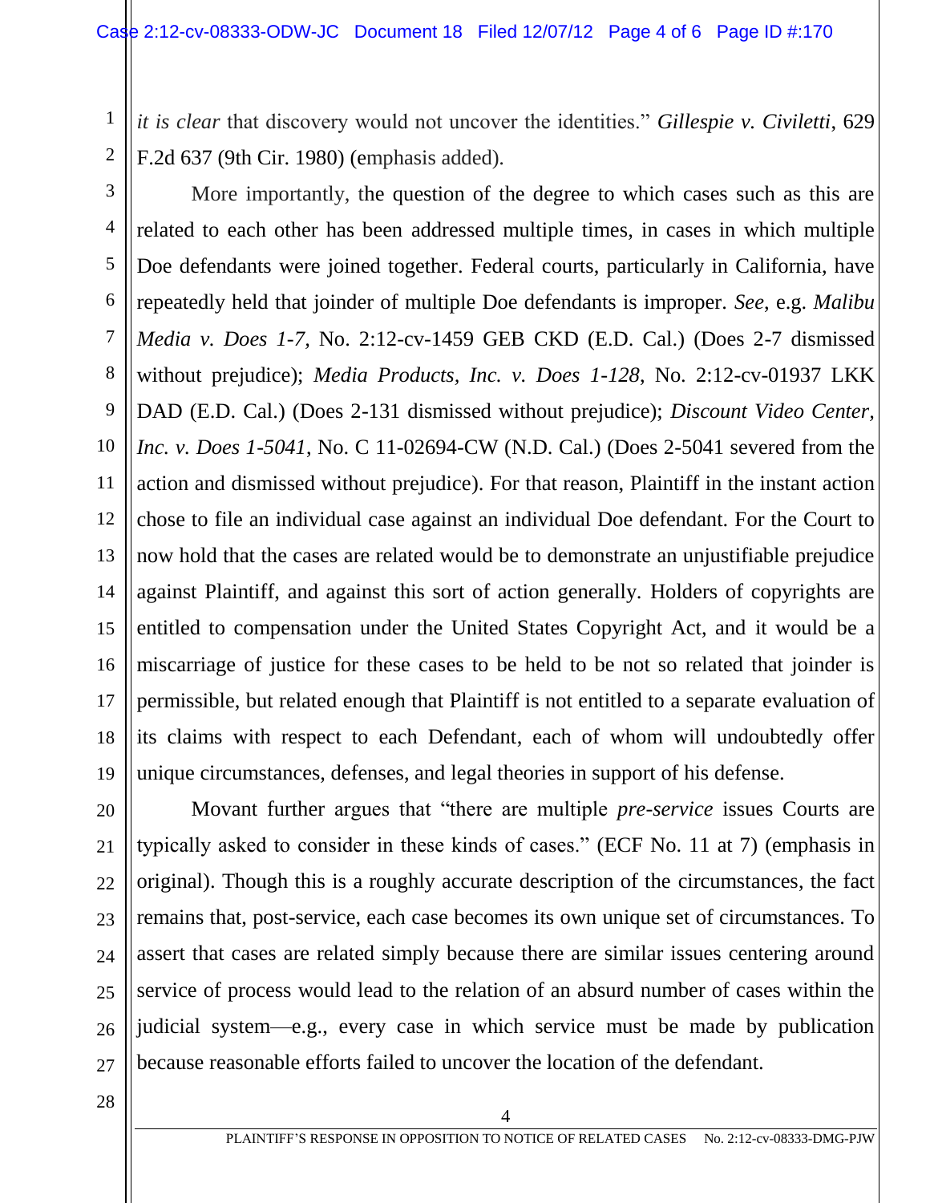*it is clear* that discovery would not uncover the identities." *Gillespie v. Civiletti*, 629 F.2d 637 (9th Cir. 1980) (emphasis added).

More importantly, the question of the degree to which cases such as this are related to each other has been addressed multiple times, in cases in which multiple Doe defendants were joined together. Federal courts, particularly in California, have repeatedly held that joinder of multiple Doe defendants is improper. *See*, e.g. *Malibu Media v. Does 1-7*, No. 2:12-cv-1459 GEB CKD (E.D. Cal.) (Does 2-7 dismissed without prejudice); *Media Products, Inc. v. Does 1-128*, No. 2:12-cv-01937 LKK DAD (E.D. Cal.) (Does 2-131 dismissed without prejudice); *Discount Video Center, Inc. v. Does 1-5041*, No. C 11-02694-CW (N.D. Cal.) (Does 2-5041 severed from the action and dismissed without prejudice). For that reason, Plaintiff in the instant action chose to file an individual case against an individual Doe defendant. For the Court to now hold that the cases are related would be to demonstrate an unjustifiable prejudice against Plaintiff, and against this sort of action generally. Holders of copyrights are entitled to compensation under the United States Copyright Act, and it would be a miscarriage of justice for these cases to be held to be not so related that joinder is permissible, but related enough that Plaintiff is not entitled to a separate evaluation of its claims with respect to each Defendant, each of whom will undoubtedly offer unique circumstances, defenses, and legal theories in support of his defense.

Movant further argues that "there are multiple *pre-service* issues Courts are typically asked to consider in these kinds of cases." (ECF No. 11 at 7) (emphasis in original). Though this is a roughly accurate description of the circumstances, the fact remains that, post-service, each case becomes its own unique set of circumstances. To assert that cases are related simply because there are similar issues centering around service of process would lead to the relation of an absurd number of cases within the judicial system—e.g., every case in which service must be made by publication because reasonable efforts failed to uncover the location of the defendant.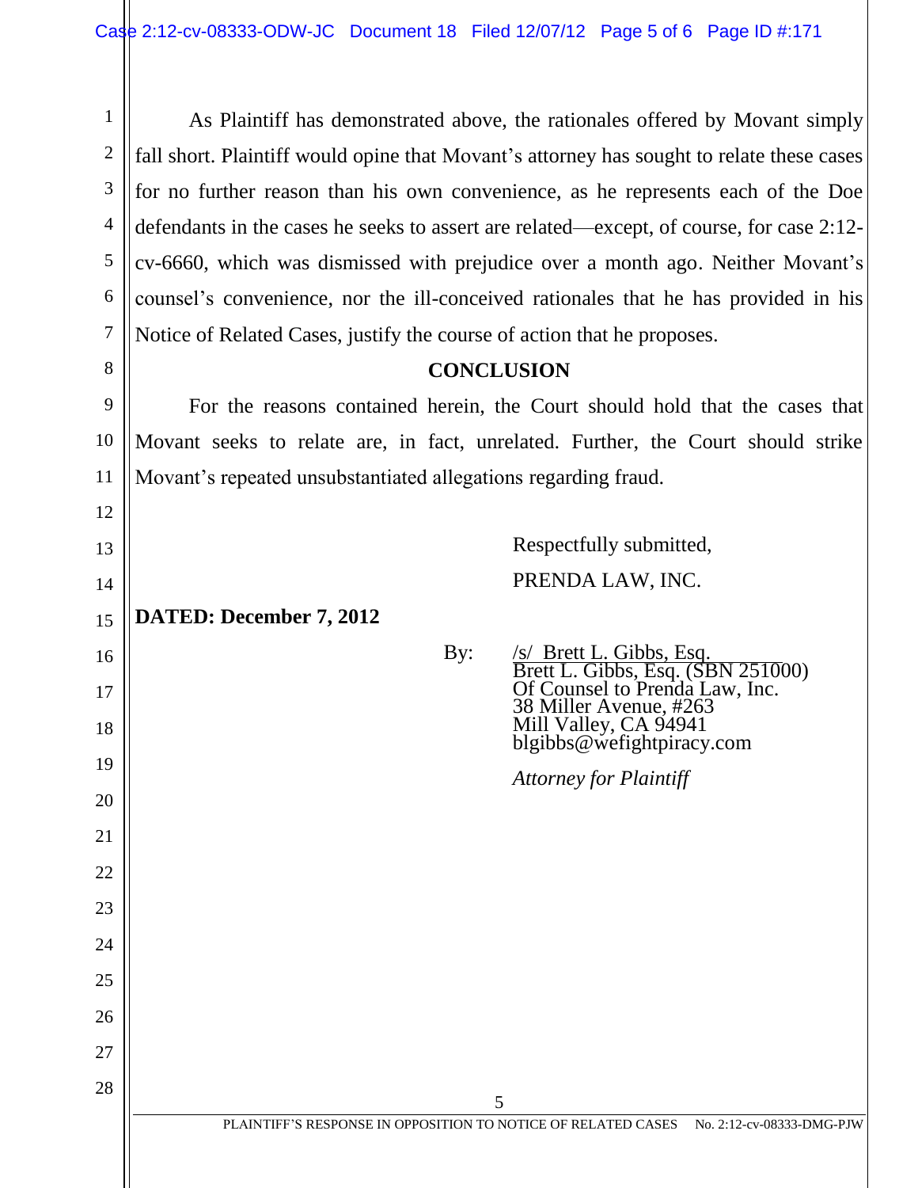As Plaintiff has demonstrated above, the rationales offered by Movant simply fall short. Plaintiff would opine that Movant's attorney has sought to relate these cases for no further reason than his own convenience, as he represents each of the Doe defendants in the cases he seeks to assert are related—except, of course, for case 2:12-cv-6660, which was dismissed with prejudice over a month ago. Neither Movant's counsel's convenience, nor the ill-conceived rationales that he has provided in his Notice of Related Cases, justify the course of action that he proposes.

## CONCLUSION

For the reasons contained herein, the Court should hold that the cases that Movant seeks to relate are, in fact, unrelated. Further, the Court should strike Movant's repeated unsubstantiated allegations regarding fraud.

Respectfully submitted,

PRENDA LAW, INC.

**DATED: December 7, 2012**

By: /s/ Brett L. Gibbs, Esq.
Brett L. Gibbs, Esq. (SBN 251000)
Of Counsel to Prenda Law, Inc.
38 Miller Avenue, #263
Mill Valley, CA 94941
blgibbs@wefightpiracy.com

*Attorney for Plaintiff*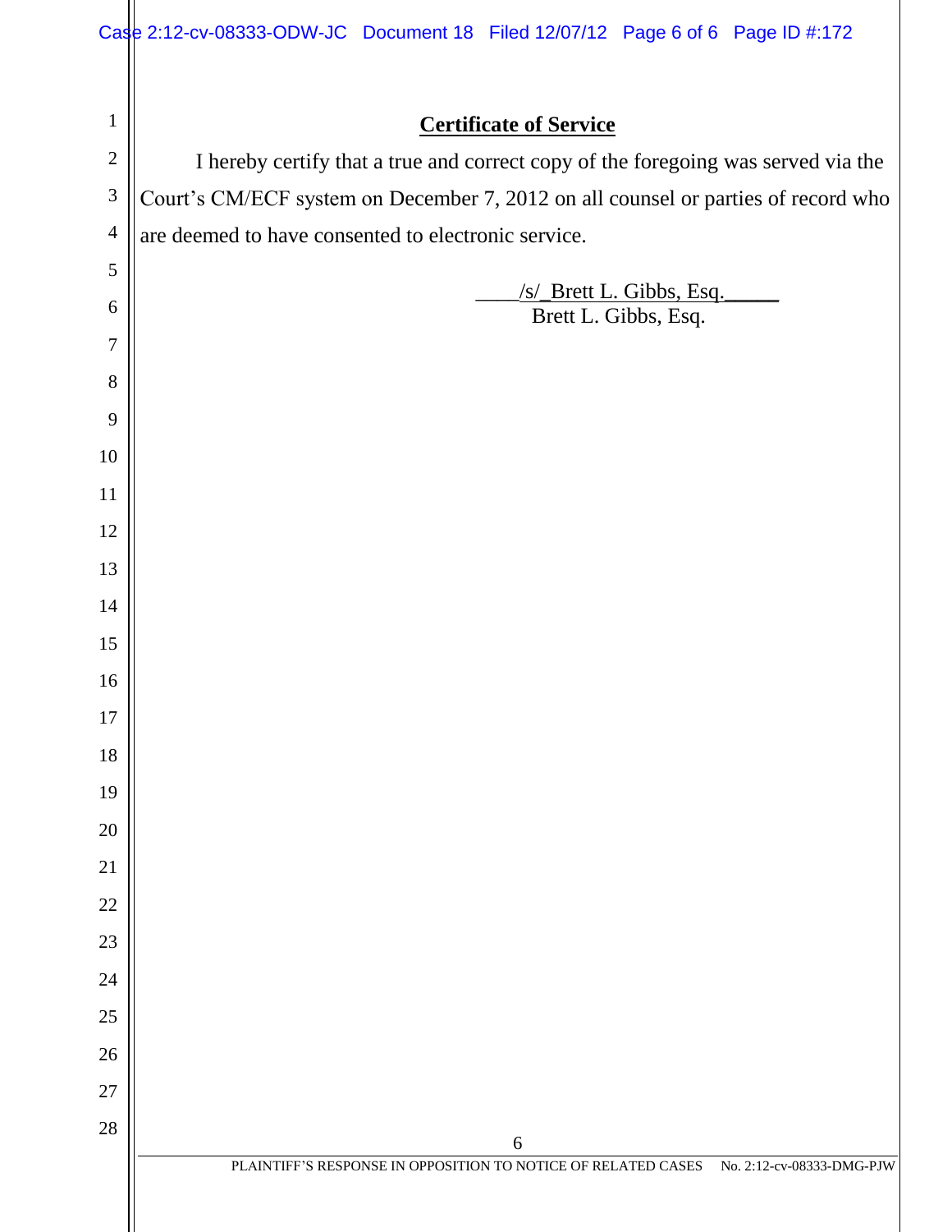**Certificate of Service**

I hereby certify that a true and correct copy of the foregoing was served via the Court's CM/ECF system on December 7, 2012 on all counsel or parties of record who are deemed to have consented to electronic service.

____/s/_Brett L. Gibbs, Esq._____
Brett L. Gibbs, Esq.